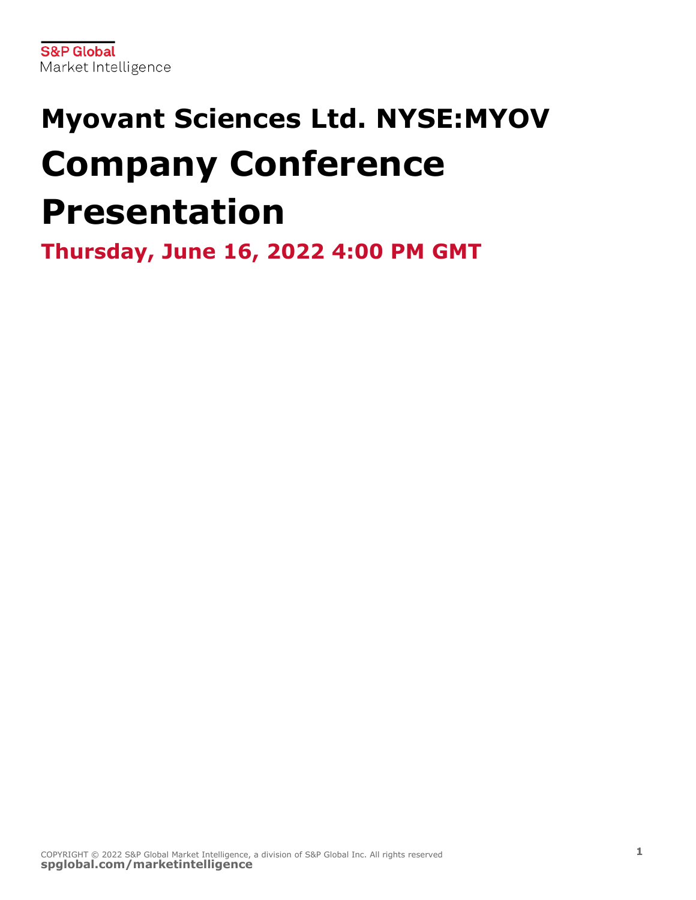S&P Global
Market Intelligence

# Myovant Sciences Ltd. NYSE:MYOV

# Company Conference Presentation

## Thursday, June 16, 2022 4:00 PM GMT

COPYRIGHT © 2022 S&P Global Market Intelligence, a division of S&P Global Inc. All rights reserved
**spglobal.com/marketintelligence**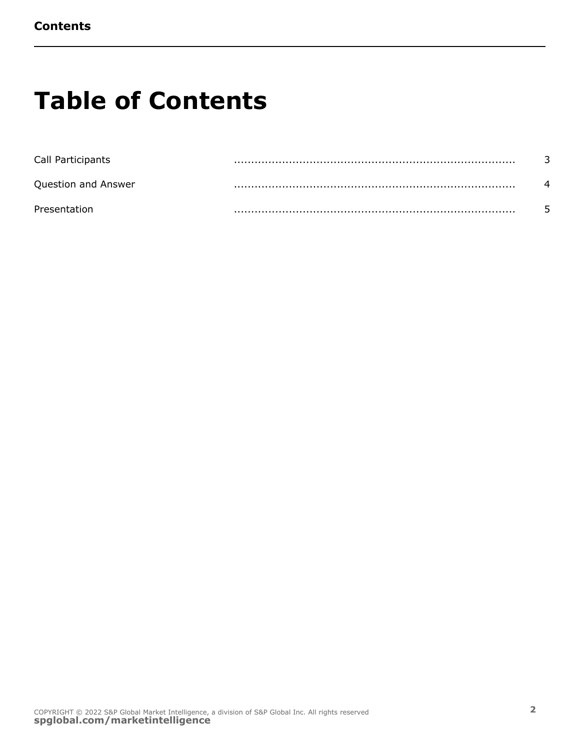# Table of Contents

| | |
|---|---|
| Call Participants | 3 |
| Question and Answer | 4 |
| Presentation | 5 |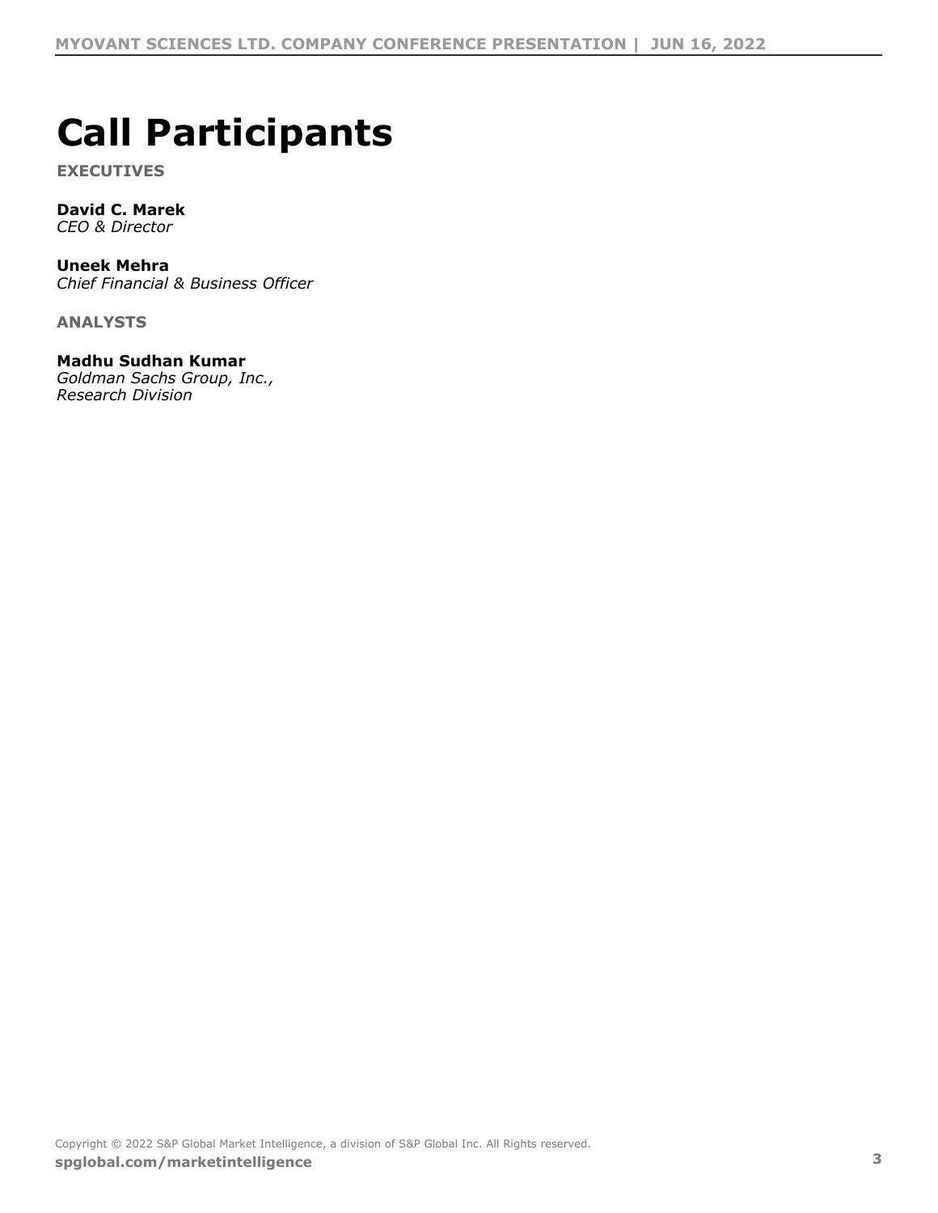# Call Participants

**EXECUTIVES**

**David C. Marek**
*CEO & Director*

**Uneek Mehra**
*Chief Financial & Business Officer*

**ANALYSTS**

**Madhu Sudhan Kumar**
*Goldman Sachs Group, Inc., Research Division*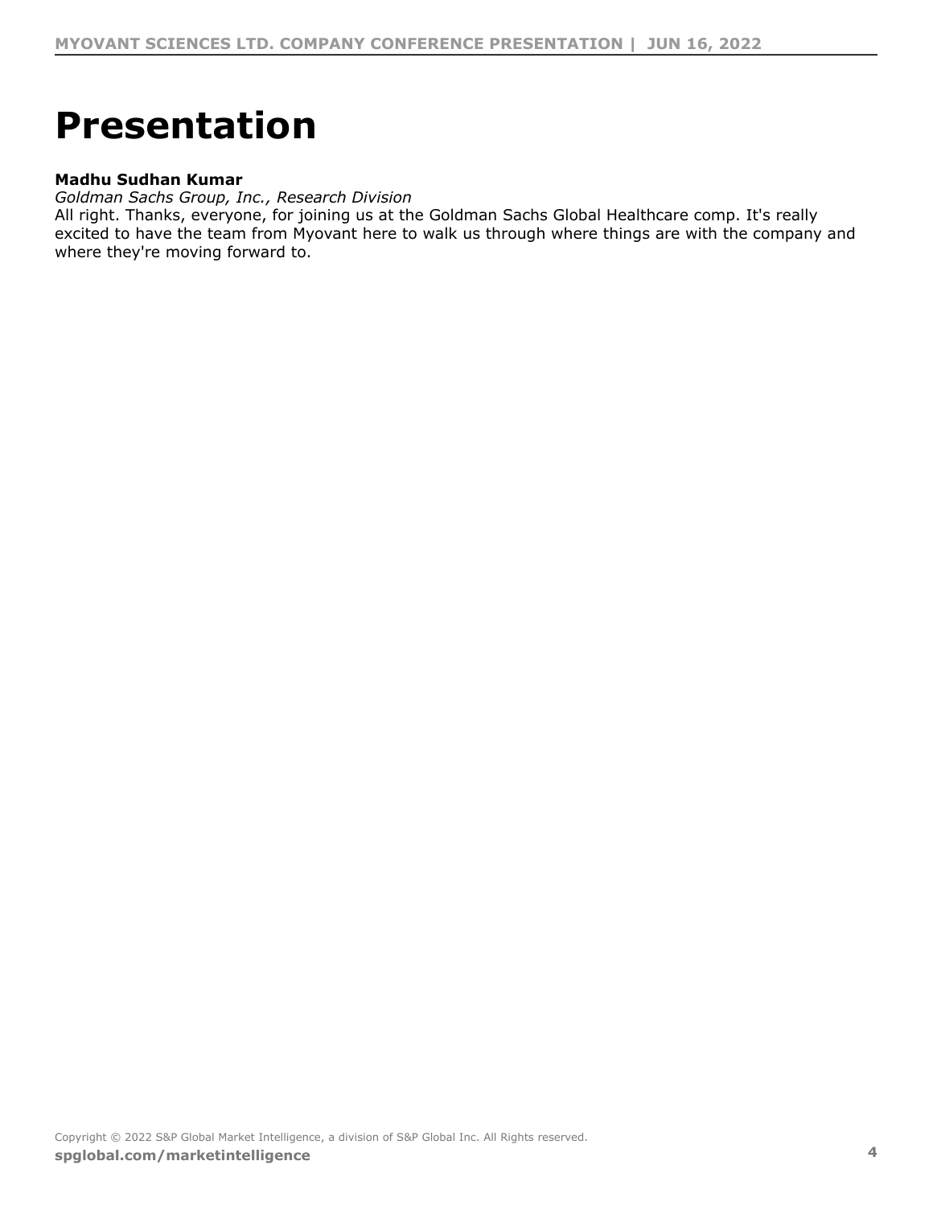# Presentation

**Madhu Sudhan Kumar**
*Goldman Sachs Group, Inc., Research Division*
All right. Thanks, everyone, for joining us at the Goldman Sachs Global Healthcare comp. It's really excited to have the team from Myovant here to walk us through where things are with the company and where they're moving forward to.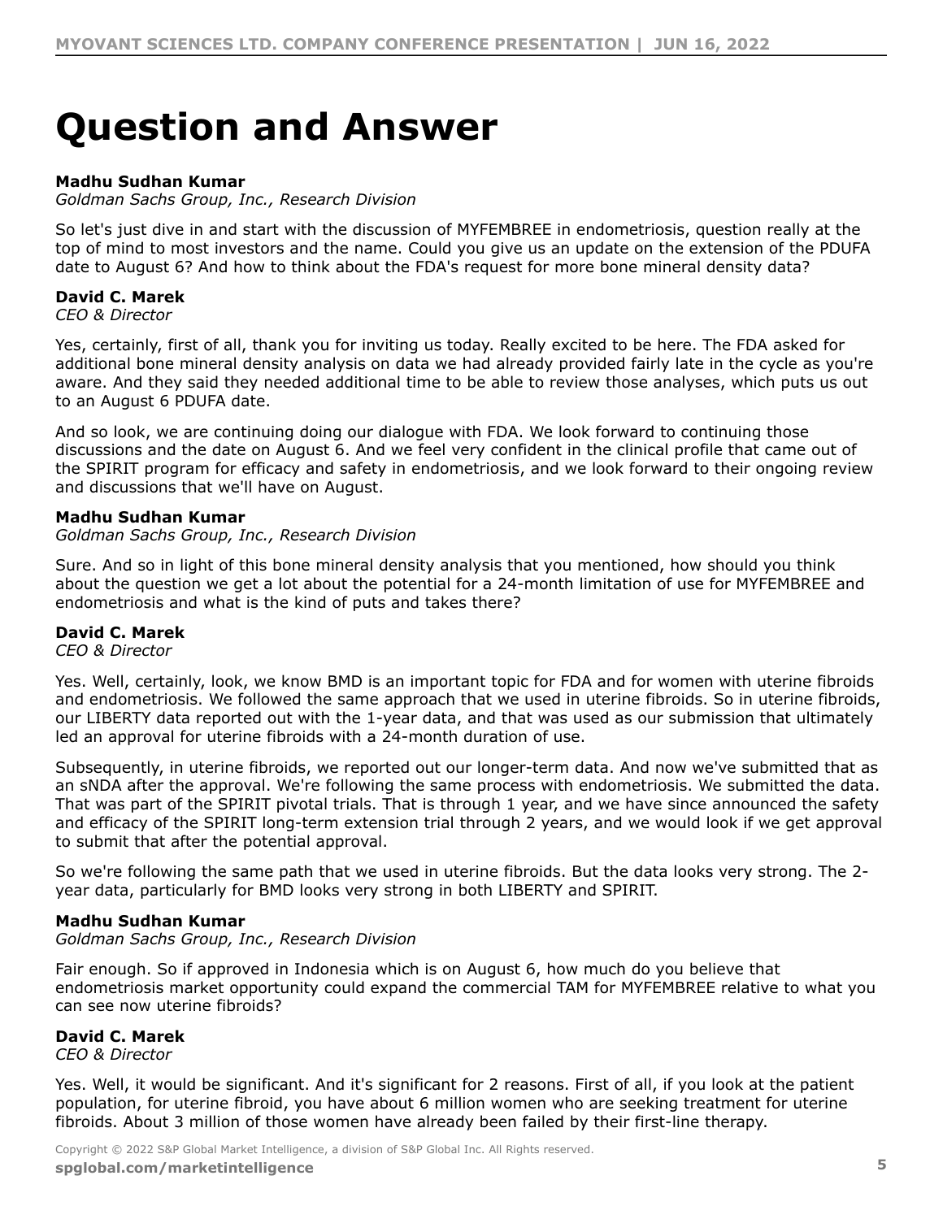# Question and Answer

**Madhu Sudhan Kumar**
*Goldman Sachs Group, Inc., Research Division*

So let's just dive in and start with the discussion of MYFEMBREE in endometriosis, question really at the top of mind to most investors and the name. Could you give us an update on the extension of the PDUFA date to August 6? And how to think about the FDA's request for more bone mineral density data?

**David C. Marek**
*CEO & Director*

Yes, certainly, first of all, thank you for inviting us today. Really excited to be here. The FDA asked for additional bone mineral density analysis on data we had already provided fairly late in the cycle as you're aware. And they said they needed additional time to be able to review those analyses, which puts us out to an August 6 PDUFA date.

And so look, we are continuing doing our dialogue with FDA. We look forward to continuing those discussions and the date on August 6. And we feel very confident in the clinical profile that came out of the SPIRIT program for efficacy and safety in endometriosis, and we look forward to their ongoing review and discussions that we'll have on August.

**Madhu Sudhan Kumar**
*Goldman Sachs Group, Inc., Research Division*

Sure. And so in light of this bone mineral density analysis that you mentioned, how should you think about the question we get a lot about the potential for a 24-month limitation of use for MYFEMBREE and endometriosis and what is the kind of puts and takes there?

**David C. Marek**
*CEO & Director*

Yes. Well, certainly, look, we know BMD is an important topic for FDA and for women with uterine fibroids and endometriosis. We followed the same approach that we used in uterine fibroids. So in uterine fibroids, our LIBERTY data reported out with the 1-year data, and that was used as our submission that ultimately led an approval for uterine fibroids with a 24-month duration of use.

Subsequently, in uterine fibroids, we reported out our longer-term data. And now we've submitted that as an sNDA after the approval. We're following the same process with endometriosis. We submitted the data. That was part of the SPIRIT pivotal trials. That is through 1 year, and we have since announced the safety and efficacy of the SPIRIT long-term extension trial through 2 years, and we would look if we get approval to submit that after the potential approval.

So we're following the same path that we used in uterine fibroids. But the data looks very strong. The 2-year data, particularly for BMD looks very strong in both LIBERTY and SPIRIT.

**Madhu Sudhan Kumar**
*Goldman Sachs Group, Inc., Research Division*

Fair enough. So if approved in Indonesia which is on August 6, how much do you believe that endometriosis market opportunity could expand the commercial TAM for MYFEMBREE relative to what you can see now uterine fibroids?

**David C. Marek**
*CEO & Director*

Yes. Well, it would be significant. And it's significant for 2 reasons. First of all, if you look at the patient population, for uterine fibroid, you have about 6 million women who are seeking treatment for uterine fibroids. About 3 million of those women have already been failed by their first-line therapy.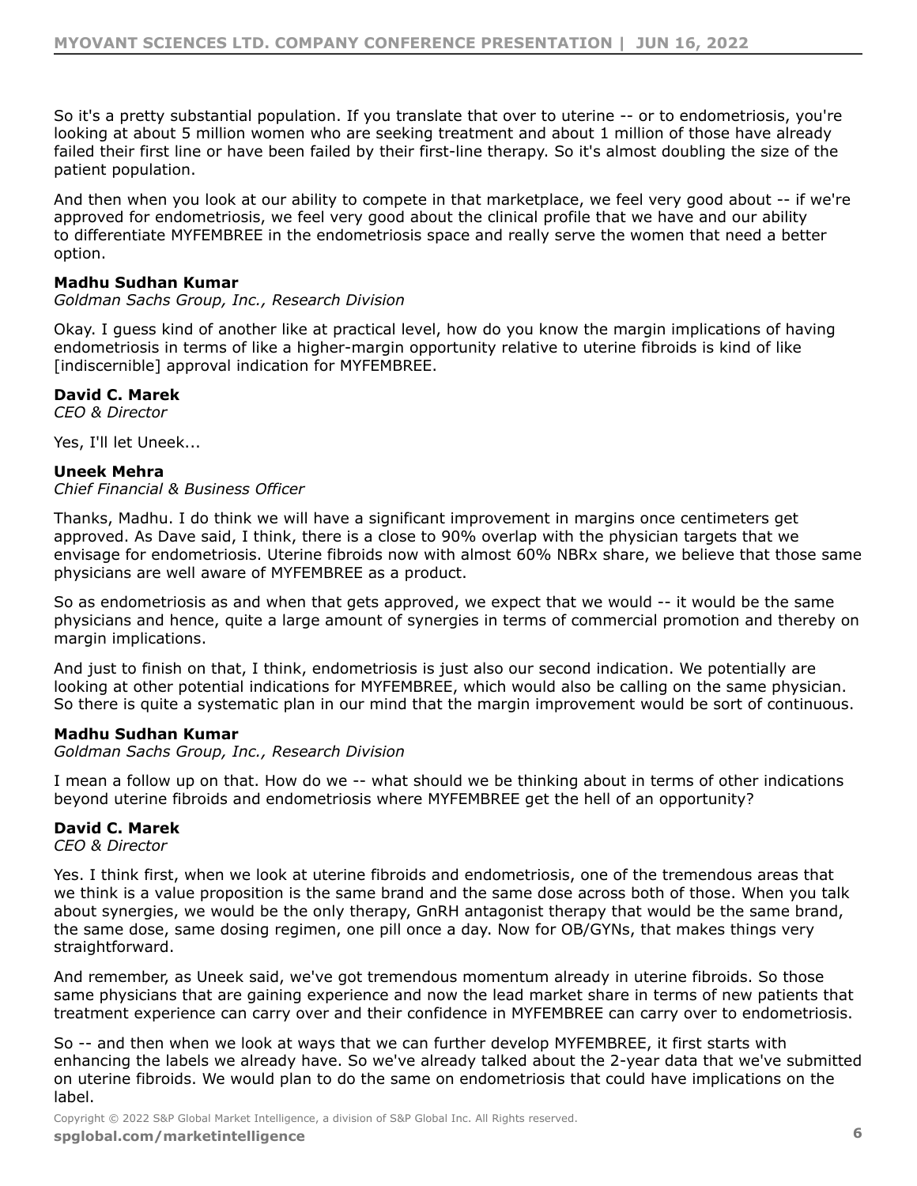So it's a pretty substantial population. If you translate that over to uterine -- or to endometriosis, you're looking at about 5 million women who are seeking treatment and about 1 million of those have already failed their first line or have been failed by their first-line therapy. So it's almost doubling the size of the patient population.

And then when you look at our ability to compete in that marketplace, we feel very good about -- if we're approved for endometriosis, we feel very good about the clinical profile that we have and our ability to differentiate MYFEMBREE in the endometriosis space and really serve the women that need a better option.

**Madhu Sudhan Kumar**
*Goldman Sachs Group, Inc., Research Division*

Okay. I guess kind of another like at practical level, how do you know the margin implications of having endometriosis in terms of like a higher-margin opportunity relative to uterine fibroids is kind of like [indiscernible] approval indication for MYFEMBREE.

**David C. Marek**
*CEO & Director*

Yes, I'll let Uneek...

**Uneek Mehra**
*Chief Financial & Business Officer*

Thanks, Madhu. I do think we will have a significant improvement in margins once centimeters get approved. As Dave said, I think, there is a close to 90% overlap with the physician targets that we envisage for endometriosis. Uterine fibroids now with almost 60% NBRx share, we believe that those same physicians are well aware of MYFEMBREE as a product.

So as endometriosis as and when that gets approved, we expect that we would -- it would be the same physicians and hence, quite a large amount of synergies in terms of commercial promotion and thereby on margin implications.

And just to finish on that, I think, endometriosis is just also our second indication. We potentially are looking at other potential indications for MYFEMBREE, which would also be calling on the same physician. So there is quite a systematic plan in our mind that the margin improvement would be sort of continuous.

**Madhu Sudhan Kumar**
*Goldman Sachs Group, Inc., Research Division*

I mean a follow up on that. How do we -- what should we be thinking about in terms of other indications beyond uterine fibroids and endometriosis where MYFEMBREE get the hell of an opportunity?

**David C. Marek**
*CEO & Director*

Yes. I think first, when we look at uterine fibroids and endometriosis, one of the tremendous areas that we think is a value proposition is the same brand and the same dose across both of those. When you talk about synergies, we would be the only therapy, GnRH antagonist therapy that would be the same brand, the same dose, same dosing regimen, one pill once a day. Now for OB/GYNs, that makes things very straightforward.

And remember, as Uneek said, we've got tremendous momentum already in uterine fibroids. So those same physicians that are gaining experience and now the lead market share in terms of new patients that treatment experience can carry over and their confidence in MYFEMBREE can carry over to endometriosis.

So -- and then when we look at ways that we can further develop MYFEMBREE, it first starts with enhancing the labels we already have. So we've already talked about the 2-year data that we've submitted on uterine fibroids. We would plan to do the same on endometriosis that could have implications on the label.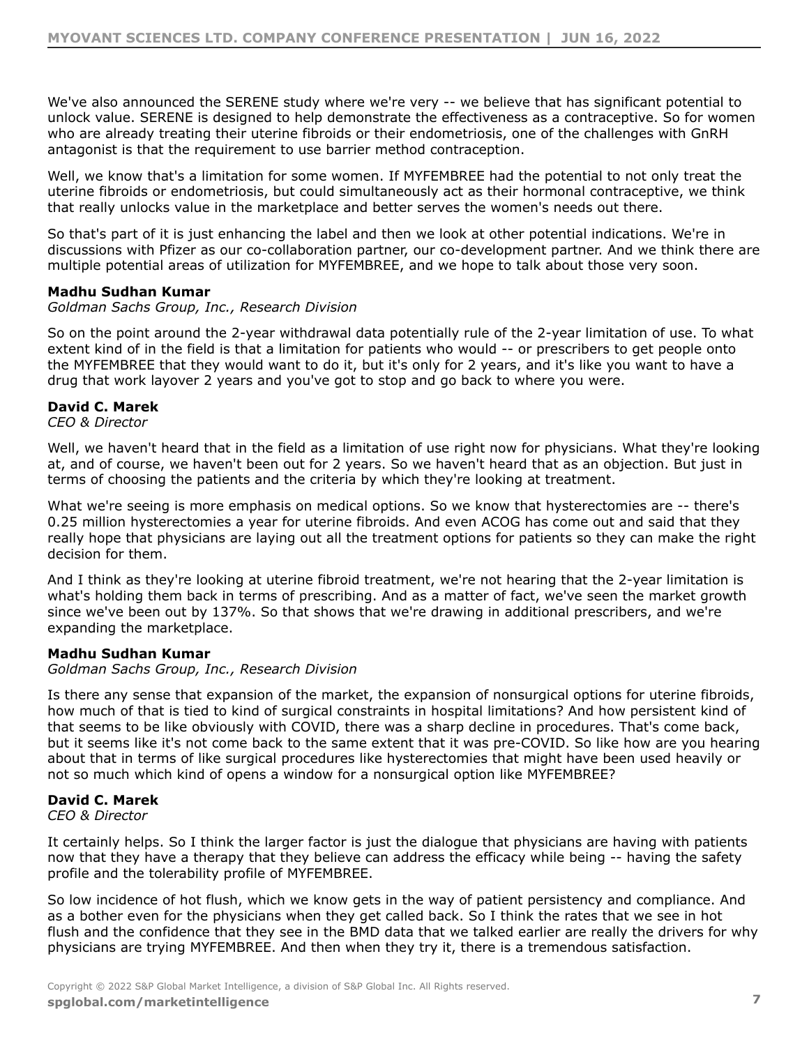We've also announced the SERENE study where we're very -- we believe that has significant potential to unlock value. SERENE is designed to help demonstrate the effectiveness as a contraceptive. So for women who are already treating their uterine fibroids or their endometriosis, one of the challenges with GnRH antagonist is that the requirement to use barrier method contraception.

Well, we know that's a limitation for some women. If MYFEMBREE had the potential to not only treat the uterine fibroids or endometriosis, but could simultaneously act as their hormonal contraceptive, we think that really unlocks value in the marketplace and better serves the women's needs out there.

So that's part of it is just enhancing the label and then we look at other potential indications. We're in discussions with Pfizer as our co-collaboration partner, our co-development partner. And we think there are multiple potential areas of utilization for MYFEMBREE, and we hope to talk about those very soon.

**Madhu Sudhan Kumar**
*Goldman Sachs Group, Inc., Research Division*

So on the point around the 2-year withdrawal data potentially rule of the 2-year limitation of use. To what extent kind of in the field is that a limitation for patients who would -- or prescribers to get people onto the MYFEMBREE that they would want to do it, but it's only for 2 years, and it's like you want to have a drug that work layover 2 years and you've got to stop and go back to where you were.

**David C. Marek**
*CEO & Director*

Well, we haven't heard that in the field as a limitation of use right now for physicians. What they're looking at, and of course, we haven't been out for 2 years. So we haven't heard that as an objection. But just in terms of choosing the patients and the criteria by which they're looking at treatment.

What we're seeing is more emphasis on medical options. So we know that hysterectomies are -- there's 0.25 million hysterectomies a year for uterine fibroids. And even ACOG has come out and said that they really hope that physicians are laying out all the treatment options for patients so they can make the right decision for them.

And I think as they're looking at uterine fibroid treatment, we're not hearing that the 2-year limitation is what's holding them back in terms of prescribing. And as a matter of fact, we've seen the market growth since we've been out by 137%. So that shows that we're drawing in additional prescribers, and we're expanding the marketplace.

**Madhu Sudhan Kumar**
*Goldman Sachs Group, Inc., Research Division*

Is there any sense that expansion of the market, the expansion of nonsurgical options for uterine fibroids, how much of that is tied to kind of surgical constraints in hospital limitations? And how persistent kind of that seems to be like obviously with COVID, there was a sharp decline in procedures. That's come back, but it seems like it's not come back to the same extent that it was pre-COVID. So like how are you hearing about that in terms of like surgical procedures like hysterectomies that might have been used heavily or not so much which kind of opens a window for a nonsurgical option like MYFEMBREE?

**David C. Marek**
*CEO & Director*

It certainly helps. So I think the larger factor is just the dialogue that physicians are having with patients now that they have a therapy that they believe can address the efficacy while being -- having the safety profile and the tolerability profile of MYFEMBREE.

So low incidence of hot flush, which we know gets in the way of patient persistency and compliance. And as a bother even for the physicians when they get called back. So I think the rates that we see in hot flush and the confidence that they see in the BMD data that we talked earlier are really the drivers for why physicians are trying MYFEMBREE. And then when they try it, there is a tremendous satisfaction.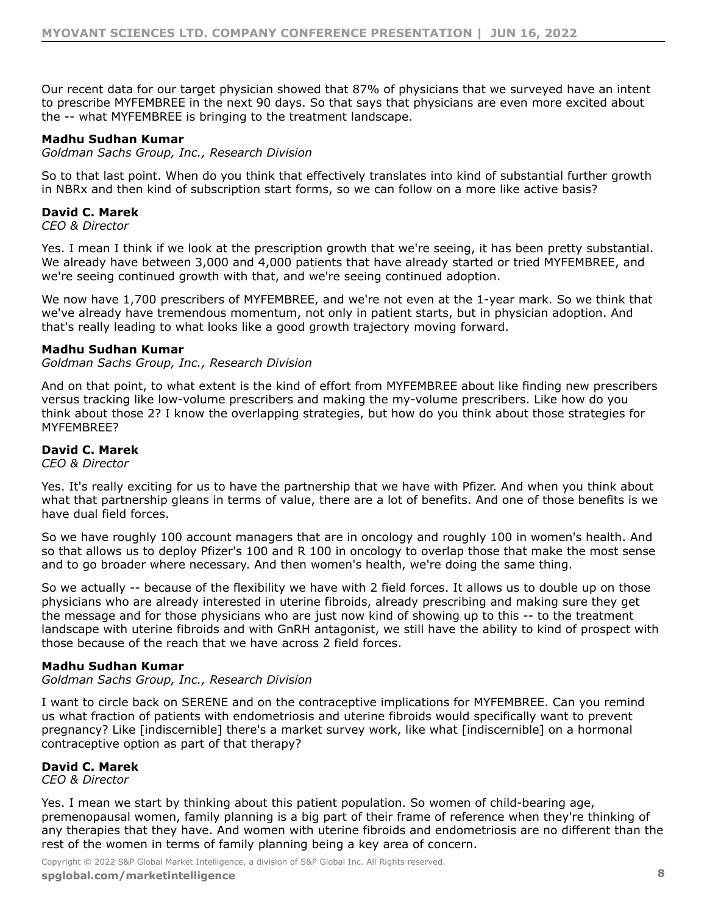Our recent data for our target physician showed that 87% of physicians that we surveyed have an intent to prescribe MYFEMBREE in the next 90 days. So that says that physicians are even more excited about the -- what MYFEMBREE is bringing to the treatment landscape.

**Madhu Sudhan Kumar**
*Goldman Sachs Group, Inc., Research Division*

So to that last point. When do you think that effectively translates into kind of substantial further growth in NBRx and then kind of subscription start forms, so we can follow on a more like active basis?

**David C. Marek**
*CEO & Director*

Yes. I mean I think if we look at the prescription growth that we're seeing, it has been pretty substantial. We already have between 3,000 and 4,000 patients that have already started or tried MYFEMBREE, and we're seeing continued growth with that, and we're seeing continued adoption.

We now have 1,700 prescribers of MYFEMBREE, and we're not even at the 1-year mark. So we think that we've already have tremendous momentum, not only in patient starts, but in physician adoption. And that's really leading to what looks like a good growth trajectory moving forward.

**Madhu Sudhan Kumar**
*Goldman Sachs Group, Inc., Research Division*

And on that point, to what extent is the kind of effort from MYFEMBREE about like finding new prescribers versus tracking like low-volume prescribers and making the my-volume prescribers. Like how do you think about those 2? I know the overlapping strategies, but how do you think about those strategies for MYFEMBREE?

**David C. Marek**
*CEO & Director*

Yes. It's really exciting for us to have the partnership that we have with Pfizer. And when you think about what that partnership gleans in terms of value, there are a lot of benefits. And one of those benefits is we have dual field forces.

So we have roughly 100 account managers that are in oncology and roughly 100 in women's health. And so that allows us to deploy Pfizer's 100 and R 100 in oncology to overlap those that make the most sense and to go broader where necessary. And then women's health, we're doing the same thing.

So we actually -- because of the flexibility we have with 2 field forces. It allows us to double up on those physicians who are already interested in uterine fibroids, already prescribing and making sure they get the message and for those physicians who are just now kind of showing up to this -- to the treatment landscape with uterine fibroids and with GnRH antagonist, we still have the ability to kind of prospect with those because of the reach that we have across 2 field forces.

**Madhu Sudhan Kumar**
*Goldman Sachs Group, Inc., Research Division*

I want to circle back on SERENE and on the contraceptive implications for MYFEMBREE. Can you remind us what fraction of patients with endometriosis and uterine fibroids would specifically want to prevent pregnancy? Like [indiscernible] there's a market survey work, like what [indiscernible] on a hormonal contraceptive option as part of that therapy?

**David C. Marek**
*CEO & Director*

Yes. I mean we start by thinking about this patient population. So women of child-bearing age, premenopausal women, family planning is a big part of their frame of reference when they're thinking of any therapies that they have. And women with uterine fibroids and endometriosis are no different than the rest of the women in terms of family planning being a key area of concern.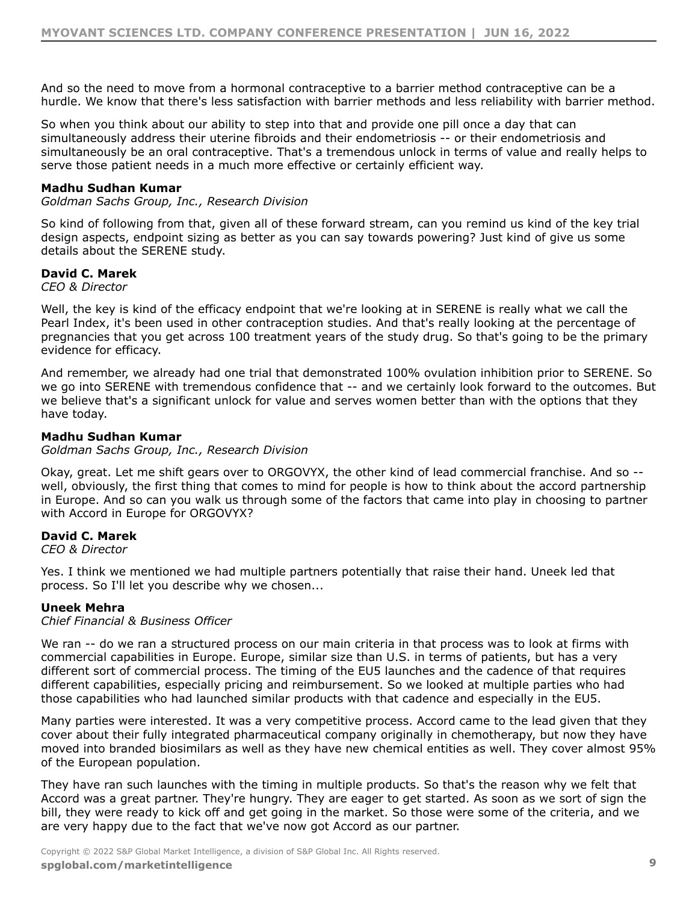And so the need to move from a hormonal contraceptive to a barrier method contraceptive can be a hurdle. We know that there's less satisfaction with barrier methods and less reliability with barrier method.

So when you think about our ability to step into that and provide one pill once a day that can simultaneously address their uterine fibroids and their endometriosis -- or their endometriosis and simultaneously be an oral contraceptive. That's a tremendous unlock in terms of value and really helps to serve those patient needs in a much more effective or certainly efficient way.

**Madhu Sudhan Kumar**
*Goldman Sachs Group, Inc., Research Division*

So kind of following from that, given all of these forward stream, can you remind us kind of the key trial design aspects, endpoint sizing as better as you can say towards powering? Just kind of give us some details about the SERENE study.

**David C. Marek**
*CEO & Director*

Well, the key is kind of the efficacy endpoint that we're looking at in SERENE is really what we call the Pearl Index, it's been used in other contraception studies. And that's really looking at the percentage of pregnancies that you get across 100 treatment years of the study drug. So that's going to be the primary evidence for efficacy.

And remember, we already had one trial that demonstrated 100% ovulation inhibition prior to SERENE. So we go into SERENE with tremendous confidence that -- and we certainly look forward to the outcomes. But we believe that's a significant unlock for value and serves women better than with the options that they have today.

**Madhu Sudhan Kumar**
*Goldman Sachs Group, Inc., Research Division*

Okay, great. Let me shift gears over to ORGOVYX, the other kind of lead commercial franchise. And so -- well, obviously, the first thing that comes to mind for people is how to think about the accord partnership in Europe. And so can you walk us through some of the factors that came into play in choosing to partner with Accord in Europe for ORGOVYX?

**David C. Marek**
*CEO & Director*

Yes. I think we mentioned we had multiple partners potentially that raise their hand. Uneek led that process. So I'll let you describe why we chosen...

**Uneek Mehra**
*Chief Financial & Business Officer*

We ran -- do we ran a structured process on our main criteria in that process was to look at firms with commercial capabilities in Europe. Europe, similar size than U.S. in terms of patients, but has a very different sort of commercial process. The timing of the EU5 launches and the cadence of that requires different capabilities, especially pricing and reimbursement. So we looked at multiple parties who had those capabilities who had launched similar products with that cadence and especially in the EU5.

Many parties were interested. It was a very competitive process. Accord came to the lead given that they cover about their fully integrated pharmaceutical company originally in chemotherapy, but now they have moved into branded biosimilars as well as they have new chemical entities as well. They cover almost 95% of the European population.

They have ran such launches with the timing in multiple products. So that's the reason why we felt that Accord was a great partner. They're hungry. They are eager to get started. As soon as we sort of sign the bill, they were ready to kick off and get going in the market. So those were some of the criteria, and we are very happy due to the fact that we've now got Accord as our partner.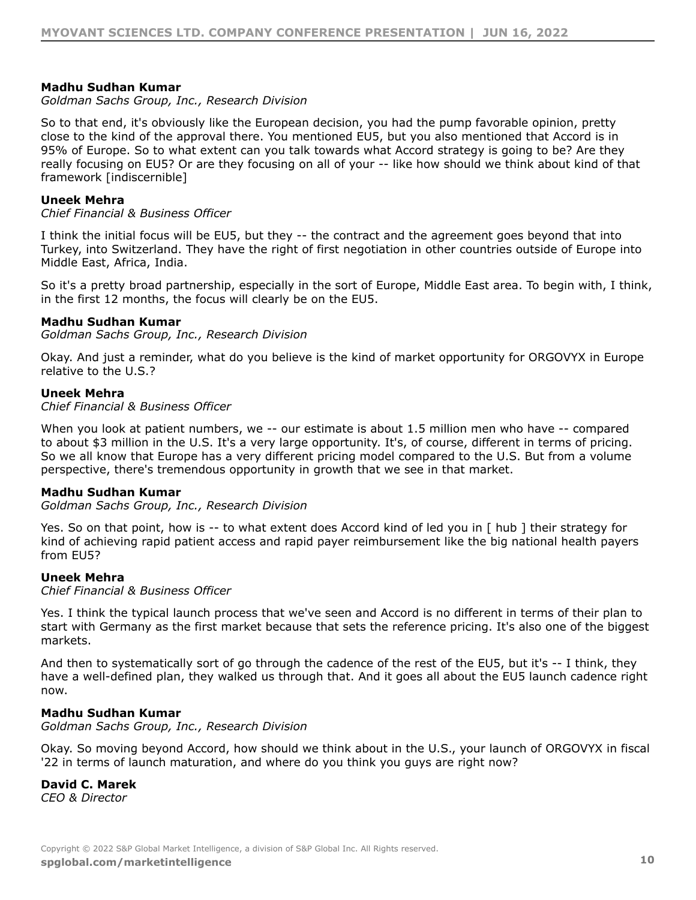**Madhu Sudhan Kumar**
*Goldman Sachs Group, Inc., Research Division*

So to that end, it's obviously like the European decision, you had the pump favorable opinion, pretty close to the kind of the approval there. You mentioned EU5, but you also mentioned that Accord is in 95% of Europe. So to what extent can you talk towards what Accord strategy is going to be? Are they really focusing on EU5? Or are they focusing on all of your -- like how should we think about kind of that framework [indiscernible]

**Uneek Mehra**
*Chief Financial & Business Officer*

I think the initial focus will be EU5, but they -- the contract and the agreement goes beyond that into Turkey, into Switzerland. They have the right of first negotiation in other countries outside of Europe into Middle East, Africa, India.

So it's a pretty broad partnership, especially in the sort of Europe, Middle East area. To begin with, I think, in the first 12 months, the focus will clearly be on the EU5.

**Madhu Sudhan Kumar**
*Goldman Sachs Group, Inc., Research Division*

Okay. And just a reminder, what do you believe is the kind of market opportunity for ORGOVYX in Europe relative to the U.S.?

**Uneek Mehra**
*Chief Financial & Business Officer*

When you look at patient numbers, we -- our estimate is about 1.5 million men who have -- compared to about $3 million in the U.S. It's a very large opportunity. It's, of course, different in terms of pricing. So we all know that Europe has a very different pricing model compared to the U.S. But from a volume perspective, there's tremendous opportunity in growth that we see in that market.

**Madhu Sudhan Kumar**
*Goldman Sachs Group, Inc., Research Division*

Yes. So on that point, how is -- to what extent does Accord kind of led you in [ hub ] their strategy for kind of achieving rapid patient access and rapid payer reimbursement like the big national health payers from EU5?

**Uneek Mehra**
*Chief Financial & Business Officer*

Yes. I think the typical launch process that we've seen and Accord is no different in terms of their plan to start with Germany as the first market because that sets the reference pricing. It's also one of the biggest markets.

And then to systematically sort of go through the cadence of the rest of the EU5, but it's -- I think, they have a well-defined plan, they walked us through that. And it goes all about the EU5 launch cadence right now.

**Madhu Sudhan Kumar**
*Goldman Sachs Group, Inc., Research Division*

Okay. So moving beyond Accord, how should we think about in the U.S., your launch of ORGOVYX in fiscal '22 in terms of launch maturation, and where do you think you guys are right now?

**David C. Marek**
*CEO & Director*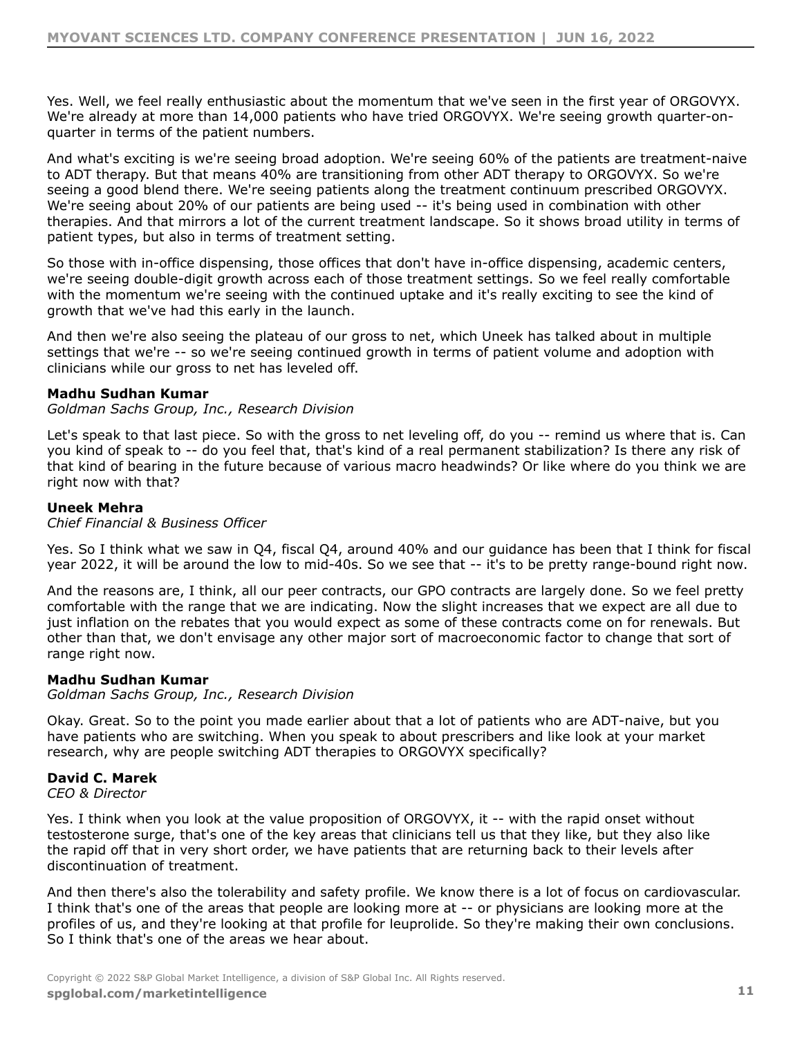Yes. Well, we feel really enthusiastic about the momentum that we've seen in the first year of ORGOVYX. We're already at more than 14,000 patients who have tried ORGOVYX. We're seeing growth quarter-on-quarter in terms of the patient numbers.

And what's exciting is we're seeing broad adoption. We're seeing 60% of the patients are treatment-naive to ADT therapy. But that means 40% are transitioning from other ADT therapy to ORGOVYX. So we're seeing a good blend there. We're seeing patients along the treatment continuum prescribed ORGOVYX. We're seeing about 20% of our patients are being used -- it's being used in combination with other therapies. And that mirrors a lot of the current treatment landscape. So it shows broad utility in terms of patient types, but also in terms of treatment setting.

So those with in-office dispensing, those offices that don't have in-office dispensing, academic centers, we're seeing double-digit growth across each of those treatment settings. So we feel really comfortable with the momentum we're seeing with the continued uptake and it's really exciting to see the kind of growth that we've had this early in the launch.

And then we're also seeing the plateau of our gross to net, which Uneek has talked about in multiple settings that we're -- so we're seeing continued growth in terms of patient volume and adoption with clinicians while our gross to net has leveled off.

**Madhu Sudhan Kumar**
*Goldman Sachs Group, Inc., Research Division*

Let's speak to that last piece. So with the gross to net leveling off, do you -- remind us where that is. Can you kind of speak to -- do you feel that, that's kind of a real permanent stabilization? Is there any risk of that kind of bearing in the future because of various macro headwinds? Or like where do you think we are right now with that?

**Uneek Mehra**
*Chief Financial & Business Officer*

Yes. So I think what we saw in Q4, fiscal Q4, around 40% and our guidance has been that I think for fiscal year 2022, it will be around the low to mid-40s. So we see that -- it's to be pretty range-bound right now.

And the reasons are, I think, all our peer contracts, our GPO contracts are largely done. So we feel pretty comfortable with the range that we are indicating. Now the slight increases that we expect are all due to just inflation on the rebates that you would expect as some of these contracts come on for renewals. But other than that, we don't envisage any other major sort of macroeconomic factor to change that sort of range right now.

**Madhu Sudhan Kumar**
*Goldman Sachs Group, Inc., Research Division*

Okay. Great. So to the point you made earlier about that a lot of patients who are ADT-naive, but you have patients who are switching. When you speak to about prescribers and like look at your market research, why are people switching ADT therapies to ORGOVYX specifically?

**David C. Marek**
*CEO & Director*

Yes. I think when you look at the value proposition of ORGOVYX, it -- with the rapid onset without testosterone surge, that's one of the key areas that clinicians tell us that they like, but they also like the rapid off that in very short order, we have patients that are returning back to their levels after discontinuation of treatment.

And then there's also the tolerability and safety profile. We know there is a lot of focus on cardiovascular. I think that's one of the areas that people are looking more at -- or physicians are looking more at the profiles of us, and they're looking at that profile for leuprolide. So they're making their own conclusions. So I think that's one of the areas we hear about.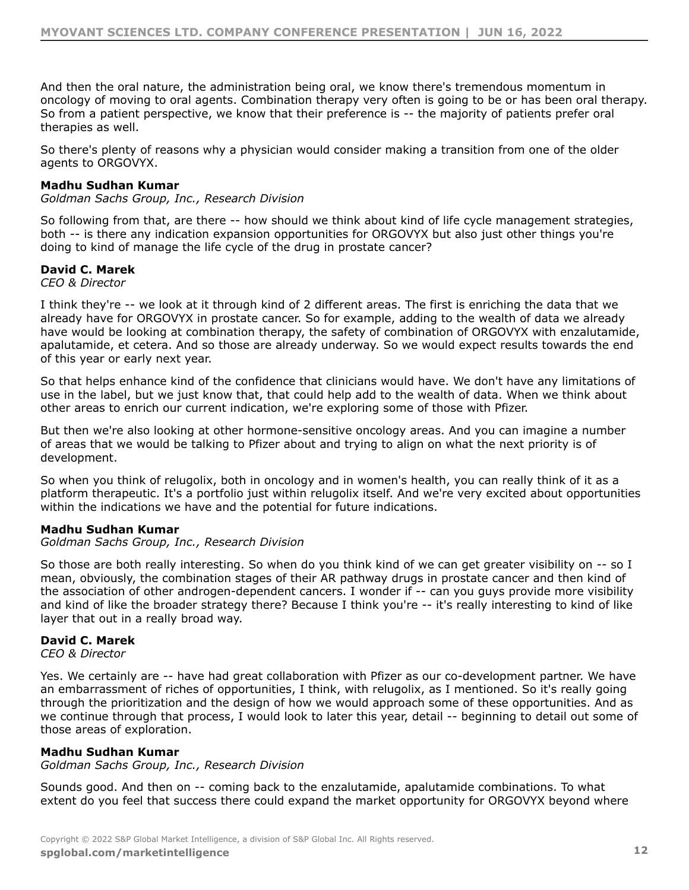And then the oral nature, the administration being oral, we know there's tremendous momentum in oncology of moving to oral agents. Combination therapy very often is going to be or has been oral therapy. So from a patient perspective, we know that their preference is -- the majority of patients prefer oral therapies as well.

So there's plenty of reasons why a physician would consider making a transition from one of the older agents to ORGOVYX.

**Madhu Sudhan Kumar**
*Goldman Sachs Group, Inc., Research Division*

So following from that, are there -- how should we think about kind of life cycle management strategies, both -- is there any indication expansion opportunities for ORGOVYX but also just other things you're doing to kind of manage the life cycle of the drug in prostate cancer?

**David C. Marek**
*CEO & Director*

I think they're -- we look at it through kind of 2 different areas. The first is enriching the data that we already have for ORGOVYX in prostate cancer. So for example, adding to the wealth of data we already have would be looking at combination therapy, the safety of combination of ORGOVYX with enzalutamide, apalutamide, et cetera. And so those are already underway. So we would expect results towards the end of this year or early next year.

So that helps enhance kind of the confidence that clinicians would have. We don't have any limitations of use in the label, but we just know that, that could help add to the wealth of data. When we think about other areas to enrich our current indication, we're exploring some of those with Pfizer.

But then we're also looking at other hormone-sensitive oncology areas. And you can imagine a number of areas that we would be talking to Pfizer about and trying to align on what the next priority is of development.

So when you think of relugolix, both in oncology and in women's health, you can really think of it as a platform therapeutic. It's a portfolio just within relugolix itself. And we're very excited about opportunities within the indications we have and the potential for future indications.

**Madhu Sudhan Kumar**
*Goldman Sachs Group, Inc., Research Division*

So those are both really interesting. So when do you think kind of we can get greater visibility on -- so I mean, obviously, the combination stages of their AR pathway drugs in prostate cancer and then kind of the association of other androgen-dependent cancers. I wonder if -- can you guys provide more visibility and kind of like the broader strategy there? Because I think you're -- it's really interesting to kind of like layer that out in a really broad way.

**David C. Marek**
*CEO & Director*

Yes. We certainly are -- have had great collaboration with Pfizer as our co-development partner. We have an embarrassment of riches of opportunities, I think, with relugolix, as I mentioned. So it's really going through the prioritization and the design of how we would approach some of these opportunities. And as we continue through that process, I would look to later this year, detail -- beginning to detail out some of those areas of exploration.

**Madhu Sudhan Kumar**
*Goldman Sachs Group, Inc., Research Division*

Sounds good. And then on -- coming back to the enzalutamide, apalutamide combinations. To what extent do you feel that success there could expand the market opportunity for ORGOVYX beyond where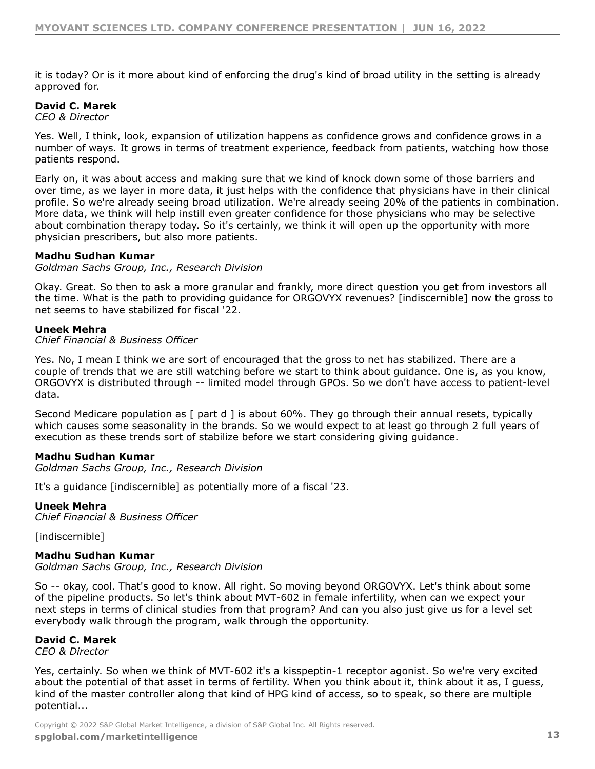it is today? Or is it more about kind of enforcing the drug's kind of broad utility in the setting is already approved for.

**David C. Marek**
*CEO & Director*

Yes. Well, I think, look, expansion of utilization happens as confidence grows and confidence grows in a number of ways. It grows in terms of treatment experience, feedback from patients, watching how those patients respond.

Early on, it was about access and making sure that we kind of knock down some of those barriers and over time, as we layer in more data, it just helps with the confidence that physicians have in their clinical profile. So we're already seeing broad utilization. We're already seeing 20% of the patients in combination. More data, we think will help instill even greater confidence for those physicians who may be selective about combination therapy today. So it's certainly, we think it will open up the opportunity with more physician prescribers, but also more patients.

**Madhu Sudhan Kumar**
*Goldman Sachs Group, Inc., Research Division*

Okay. Great. So then to ask a more granular and frankly, more direct question you get from investors all the time. What is the path to providing guidance for ORGOVYX revenues? [indiscernible] now the gross to net seems to have stabilized for fiscal '22.

**Uneek Mehra**
*Chief Financial & Business Officer*

Yes. No, I mean I think we are sort of encouraged that the gross to net has stabilized. There are a couple of trends that we are still watching before we start to think about guidance. One is, as you know, ORGOVYX is distributed through -- limited model through GPOs. So we don't have access to patient-level data.

Second Medicare population as [ part d ] is about 60%. They go through their annual resets, typically which causes some seasonality in the brands. So we would expect to at least go through 2 full years of execution as these trends sort of stabilize before we start considering giving guidance.

**Madhu Sudhan Kumar**
*Goldman Sachs Group, Inc., Research Division*

It's a guidance [indiscernible] as potentially more of a fiscal '23.

**Uneek Mehra**
*Chief Financial & Business Officer*

[indiscernible]

**Madhu Sudhan Kumar**
*Goldman Sachs Group, Inc., Research Division*

So -- okay, cool. That's good to know. All right. So moving beyond ORGOVYX. Let's think about some of the pipeline products. So let's think about MVT-602 in female infertility, when can we expect your next steps in terms of clinical studies from that program? And can you also just give us for a level set everybody walk through the program, walk through the opportunity.

**David C. Marek**
*CEO & Director*

Yes, certainly. So when we think of MVT-602 it's a kisspeptin-1 receptor agonist. So we're very excited about the potential of that asset in terms of fertility. When you think about it, think about it as, I guess, kind of the master controller along that kind of HPG kind of access, so to speak, so there are multiple potential...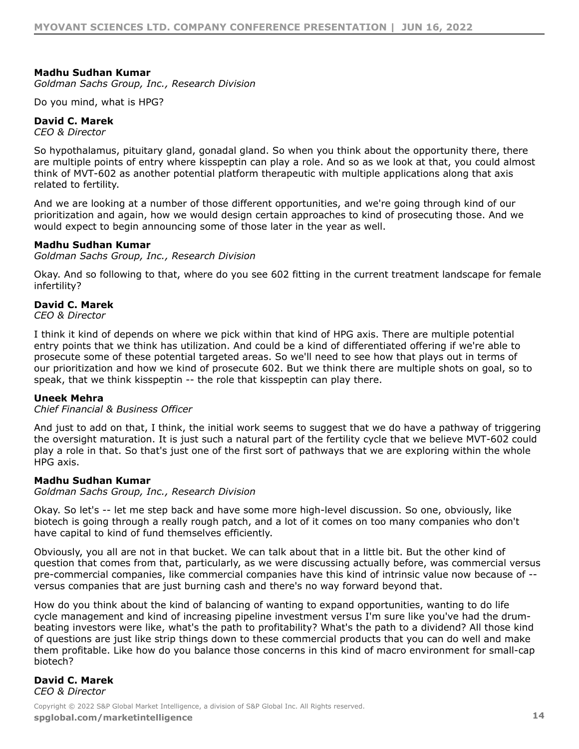**Madhu Sudhan Kumar**
*Goldman Sachs Group, Inc., Research Division*

Do you mind, what is HPG?

**David C. Marek**
*CEO & Director*

So hypothalamus, pituitary gland, gonadal gland. So when you think about the opportunity there, there are multiple points of entry where kisspeptin can play a role. And so as we look at that, you could almost think of MVT-602 as another potential platform therapeutic with multiple applications along that axis related to fertility.

And we are looking at a number of those different opportunities, and we're going through kind of our prioritization and again, how we would design certain approaches to kind of prosecuting those. And we would expect to begin announcing some of those later in the year as well.

**Madhu Sudhan Kumar**
*Goldman Sachs Group, Inc., Research Division*

Okay. And so following to that, where do you see 602 fitting in the current treatment landscape for female infertility?

**David C. Marek**
*CEO & Director*

I think it kind of depends on where we pick within that kind of HPG axis. There are multiple potential entry points that we think has utilization. And could be a kind of differentiated offering if we're able to prosecute some of these potential targeted areas. So we'll need to see how that plays out in terms of our prioritization and how we kind of prosecute 602. But we think there are multiple shots on goal, so to speak, that we think kisspeptin -- the role that kisspeptin can play there.

**Uneek Mehra**
*Chief Financial & Business Officer*

And just to add on that, I think, the initial work seems to suggest that we do have a pathway of triggering the oversight maturation. It is just such a natural part of the fertility cycle that we believe MVT-602 could play a role in that. So that's just one of the first sort of pathways that we are exploring within the whole HPG axis.

**Madhu Sudhan Kumar**
*Goldman Sachs Group, Inc., Research Division*

Okay. So let's -- let me step back and have some more high-level discussion. So one, obviously, like biotech is going through a really rough patch, and a lot of it comes on too many companies who don't have capital to kind of fund themselves efficiently.

Obviously, you all are not in that bucket. We can talk about that in a little bit. But the other kind of question that comes from that, particularly, as we were discussing actually before, was commercial versus pre-commercial companies, like commercial companies have this kind of intrinsic value now because of -- versus companies that are just burning cash and there's no way forward beyond that.

How do you think about the kind of balancing of wanting to expand opportunities, wanting to do life cycle management and kind of increasing pipeline investment versus I'm sure like you've had the drum-beating investors were like, what's the path to profitability? What's the path to a dividend? All those kind of questions are just like strip things down to these commercial products that you can do well and make them profitable. Like how do you balance those concerns in this kind of macro environment for small-cap biotech?

**David C. Marek**
*CEO & Director*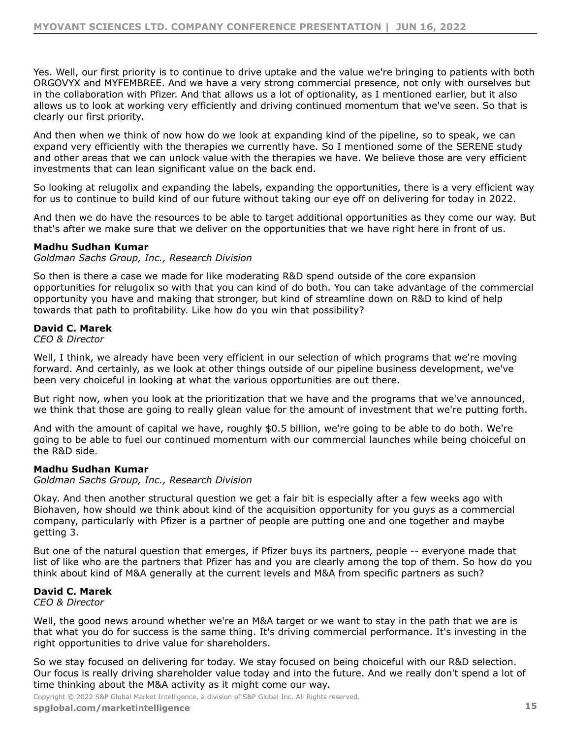Yes. Well, our first priority is to continue to drive uptake and the value we're bringing to patients with both ORGOVYX and MYFEMBREE. And we have a very strong commercial presence, not only with ourselves but in the collaboration with Pfizer. And that allows us a lot of optionality, as I mentioned earlier, but it also allows us to look at working very efficiently and driving continued momentum that we've seen. So that is clearly our first priority.

And then when we think of now how do we look at expanding kind of the pipeline, so to speak, we can expand very efficiently with the therapies we currently have. So I mentioned some of the SERENE study and other areas that we can unlock value with the therapies we have. We believe those are very efficient investments that can lean significant value on the back end.

So looking at relugolix and expanding the labels, expanding the opportunities, there is a very efficient way for us to continue to build kind of our future without taking our eye off on delivering for today in 2022.

And then we do have the resources to be able to target additional opportunities as they come our way. But that's after we make sure that we deliver on the opportunities that we have right here in front of us.

**Madhu Sudhan Kumar**
*Goldman Sachs Group, Inc., Research Division*

So then is there a case we made for like moderating R&D spend outside of the core expansion opportunities for relugolix so with that you can kind of do both. You can take advantage of the commercial opportunity you have and making that stronger, but kind of streamline down on R&D to kind of help towards that path to profitability. Like how do you win that possibility?

**David C. Marek**
*CEO & Director*

Well, I think, we already have been very efficient in our selection of which programs that we're moving forward. And certainly, as we look at other things outside of our pipeline business development, we've been very choiceful in looking at what the various opportunities are out there.

But right now, when you look at the prioritization that we have and the programs that we've announced, we think that those are going to really glean value for the amount of investment that we're putting forth.

And with the amount of capital we have, roughly $0.5 billion, we're going to be able to do both. We're going to be able to fuel our continued momentum with our commercial launches while being choiceful on the R&D side.

**Madhu Sudhan Kumar**
*Goldman Sachs Group, Inc., Research Division*

Okay. And then another structural question we get a fair bit is especially after a few weeks ago with Biohaven, how should we think about kind of the acquisition opportunity for you guys as a commercial company, particularly with Pfizer is a partner of people are putting one and one together and maybe getting 3.

But one of the natural question that emerges, if Pfizer buys its partners, people -- everyone made that list of like who are the partners that Pfizer has and you are clearly among the top of them. So how do you think about kind of M&A generally at the current levels and M&A from specific partners as such?

**David C. Marek**
*CEO & Director*

Well, the good news around whether we're an M&A target or we want to stay in the path that we are is that what you do for success is the same thing. It's driving commercial performance. It's investing in the right opportunities to drive value for shareholders.

So we stay focused on delivering for today. We stay focused on being choiceful with our R&D selection. Our focus is really driving shareholder value today and into the future. And we really don't spend a lot of time thinking about the M&A activity as it might come our way.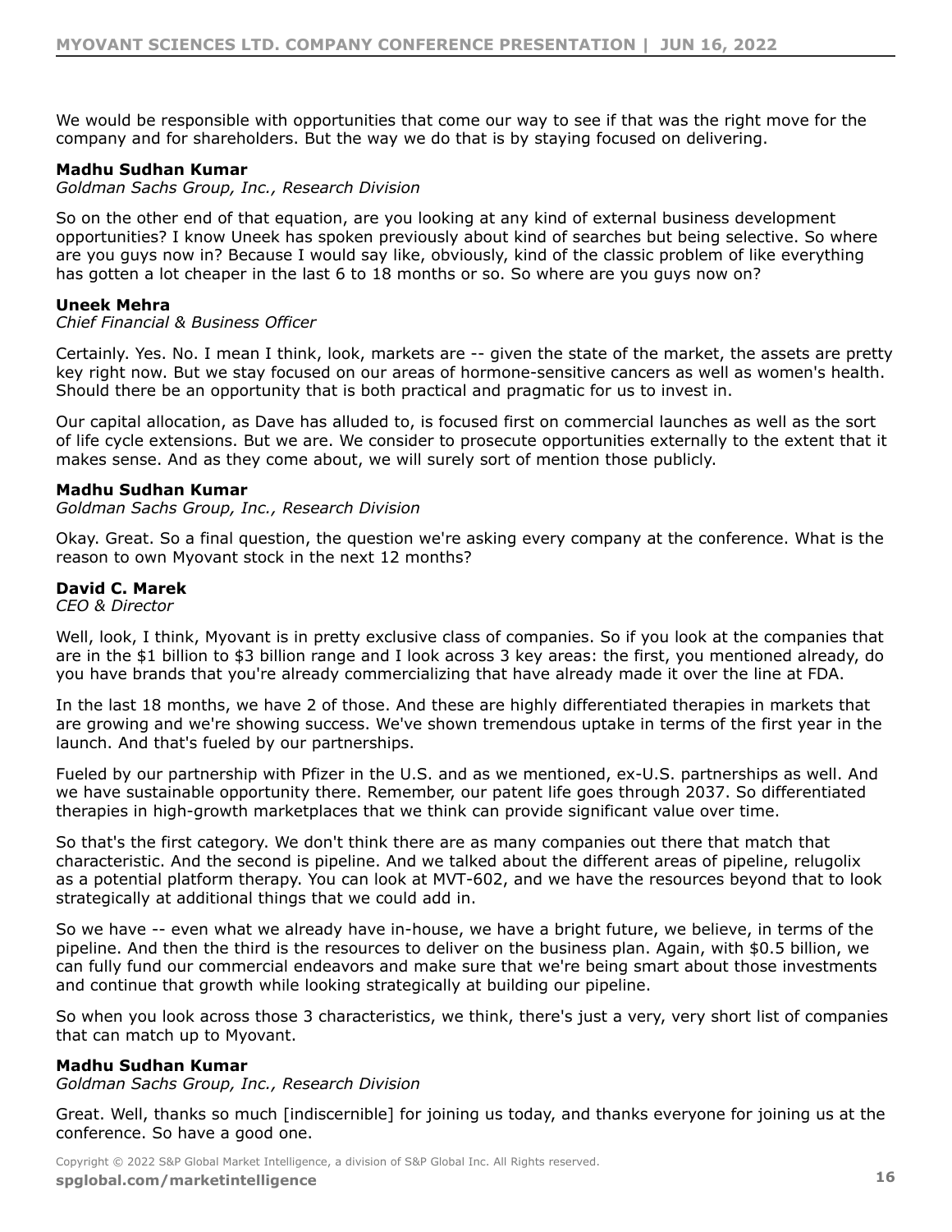We would be responsible with opportunities that come our way to see if that was the right move for the company and for shareholders. But the way we do that is by staying focused on delivering.

**Madhu Sudhan Kumar**
*Goldman Sachs Group, Inc., Research Division*

So on the other end of that equation, are you looking at any kind of external business development opportunities? I know Uneek has spoken previously about kind of searches but being selective. So where are you guys now in? Because I would say like, obviously, kind of the classic problem of like everything has gotten a lot cheaper in the last 6 to 18 months or so. So where are you guys now on?

**Uneek Mehra**
*Chief Financial & Business Officer*

Certainly. Yes. No. I mean I think, look, markets are -- given the state of the market, the assets are pretty key right now. But we stay focused on our areas of hormone-sensitive cancers as well as women's health. Should there be an opportunity that is both practical and pragmatic for us to invest in.

Our capital allocation, as Dave has alluded to, is focused first on commercial launches as well as the sort of life cycle extensions. But we are. We consider to prosecute opportunities externally to the extent that it makes sense. And as they come about, we will surely sort of mention those publicly.

**Madhu Sudhan Kumar**
*Goldman Sachs Group, Inc., Research Division*

Okay. Great. So a final question, the question we're asking every company at the conference. What is the reason to own Myovant stock in the next 12 months?

**David C. Marek**
*CEO & Director*

Well, look, I think, Myovant is in pretty exclusive class of companies. So if you look at the companies that are in the $1 billion to $3 billion range and I look across 3 key areas: the first, you mentioned already, do you have brands that you're already commercializing that have already made it over the line at FDA.

In the last 18 months, we have 2 of those. And these are highly differentiated therapies in markets that are growing and we're showing success. We've shown tremendous uptake in terms of the first year in the launch. And that's fueled by our partnerships.

Fueled by our partnership with Pfizer in the U.S. and as we mentioned, ex-U.S. partnerships as well. And we have sustainable opportunity there. Remember, our patent life goes through 2037. So differentiated therapies in high-growth marketplaces that we think can provide significant value over time.

So that's the first category. We don't think there are as many companies out there that match that characteristic. And the second is pipeline. And we talked about the different areas of pipeline, relugolix as a potential platform therapy. You can look at MVT-602, and we have the resources beyond that to look strategically at additional things that we could add in.

So we have -- even what we already have in-house, we have a bright future, we believe, in terms of the pipeline. And then the third is the resources to deliver on the business plan. Again, with $0.5 billion, we can fully fund our commercial endeavors and make sure that we're being smart about those investments and continue that growth while looking strategically at building our pipeline.

So when you look across those 3 characteristics, we think, there's just a very, very short list of companies that can match up to Myovant.

**Madhu Sudhan Kumar**
*Goldman Sachs Group, Inc., Research Division*

Great. Well, thanks so much [indiscernible] for joining us today, and thanks everyone for joining us at the conference. So have a good one.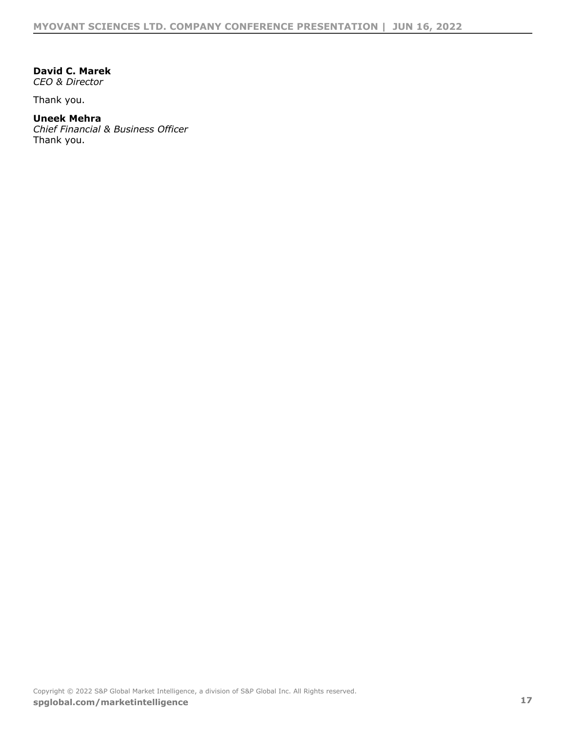**David C. Marek**
*CEO & Director*

Thank you.

**Uneek Mehra**
*Chief Financial & Business Officer*
Thank you.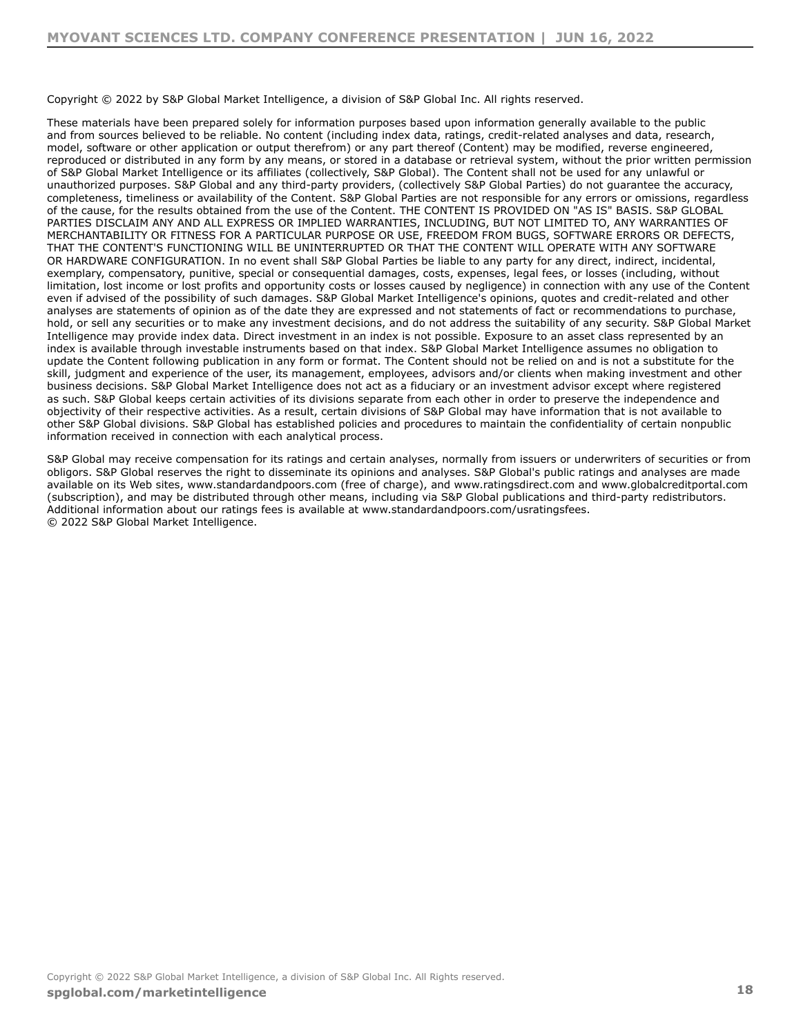Copyright © 2022 by S&P Global Market Intelligence, a division of S&P Global Inc. All rights reserved.

These materials have been prepared solely for information purposes based upon information generally available to the public and from sources believed to be reliable. No content (including index data, ratings, credit-related analyses and data, research, model, software or other application or output therefrom) or any part thereof (Content) may be modified, reverse engineered, reproduced or distributed in any form by any means, or stored in a database or retrieval system, without the prior written permission of S&P Global Market Intelligence or its affiliates (collectively, S&P Global). The Content shall not be used for any unlawful or unauthorized purposes. S&P Global and any third-party providers, (collectively S&P Global Parties) do not guarantee the accuracy, completeness, timeliness or availability of the Content. S&P Global Parties are not responsible for any errors or omissions, regardless of the cause, for the results obtained from the use of the Content. THE CONTENT IS PROVIDED ON "AS IS" BASIS. S&P GLOBAL PARTIES DISCLAIM ANY AND ALL EXPRESS OR IMPLIED WARRANTIES, INCLUDING, BUT NOT LIMITED TO, ANY WARRANTIES OF MERCHANTABILITY OR FITNESS FOR A PARTICULAR PURPOSE OR USE, FREEDOM FROM BUGS, SOFTWARE ERRORS OR DEFECTS, THAT THE CONTENT'S FUNCTIONING WILL BE UNINTERRUPTED OR THAT THE CONTENT WILL OPERATE WITH ANY SOFTWARE OR HARDWARE CONFIGURATION. In no event shall S&P Global Parties be liable to any party for any direct, indirect, incidental, exemplary, compensatory, punitive, special or consequential damages, costs, expenses, legal fees, or losses (including, without limitation, lost income or lost profits and opportunity costs or losses caused by negligence) in connection with any use of the Content even if advised of the possibility of such damages. S&P Global Market Intelligence's opinions, quotes and credit-related and other analyses are statements of opinion as of the date they are expressed and not statements of fact or recommendations to purchase, hold, or sell any securities or to make any investment decisions, and do not address the suitability of any security. S&P Global Market Intelligence may provide index data. Direct investment in an index is not possible. Exposure to an asset class represented by an index is available through investable instruments based on that index. S&P Global Market Intelligence assumes no obligation to update the Content following publication in any form or format. The Content should not be relied on and is not a substitute for the skill, judgment and experience of the user, its management, employees, advisors and/or clients when making investment and other business decisions. S&P Global Market Intelligence does not act as a fiduciary or an investment advisor except where registered as such. S&P Global keeps certain activities of its divisions separate from each other in order to preserve the independence and objectivity of their respective activities. As a result, certain divisions of S&P Global may have information that is not available to other S&P Global divisions. S&P Global has established policies and procedures to maintain the confidentiality of certain nonpublic information received in connection with each analytical process.

S&P Global may receive compensation for its ratings and certain analyses, normally from issuers or underwriters of securities or from obligors. S&P Global reserves the right to disseminate its opinions and analyses. S&P Global's public ratings and analyses are made available on its Web sites, www.standardandpoors.com (free of charge), and www.ratingsdirect.com and www.globalcreditportal.com (subscription), and may be distributed through other means, including via S&P Global publications and third-party redistributors. Additional information about our ratings fees is available at www.standardandpoors.com/usratingsfees.
© 2022 S&P Global Market Intelligence.